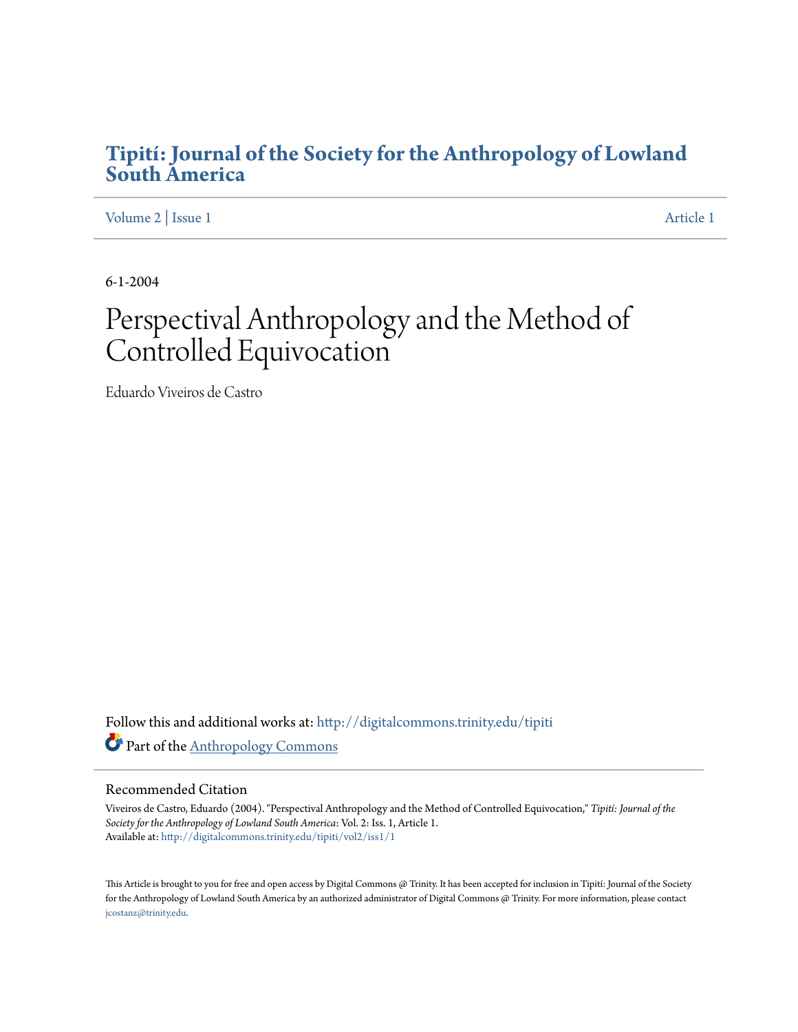# Tipití: Journal of the Society for the Anthropology of Lowland South America

Volume 2 | Issue 1 Article 1

6-1-2004

# Perspectival Anthropology and the Method of Controlled Equivocation

Eduardo Viveiros de Castro

Follow this and additional works at: http://digitalcommons.trinity.edu/tipiti

Part of the Anthropology Commons

## Recommended Citation

Viveiros de Castro, Eduardo (2004). "Perspectival Anthropology and the Method of Controlled Equivocation," *Tipití: Journal of the Society for the Anthropology of Lowland South America*: Vol. 2: Iss. 1, Article 1.
Available at: http://digitalcommons.trinity.edu/tipiti/vol2/iss1/1

This Article is brought to you for free and open access by Digital Commons @ Trinity. It has been accepted for inclusion in Tipití: Journal of the Society for the Anthropology of Lowland South America by an authorized administrator of Digital Commons @ Trinity. For more information, please contact jcostanz@trinity.edu.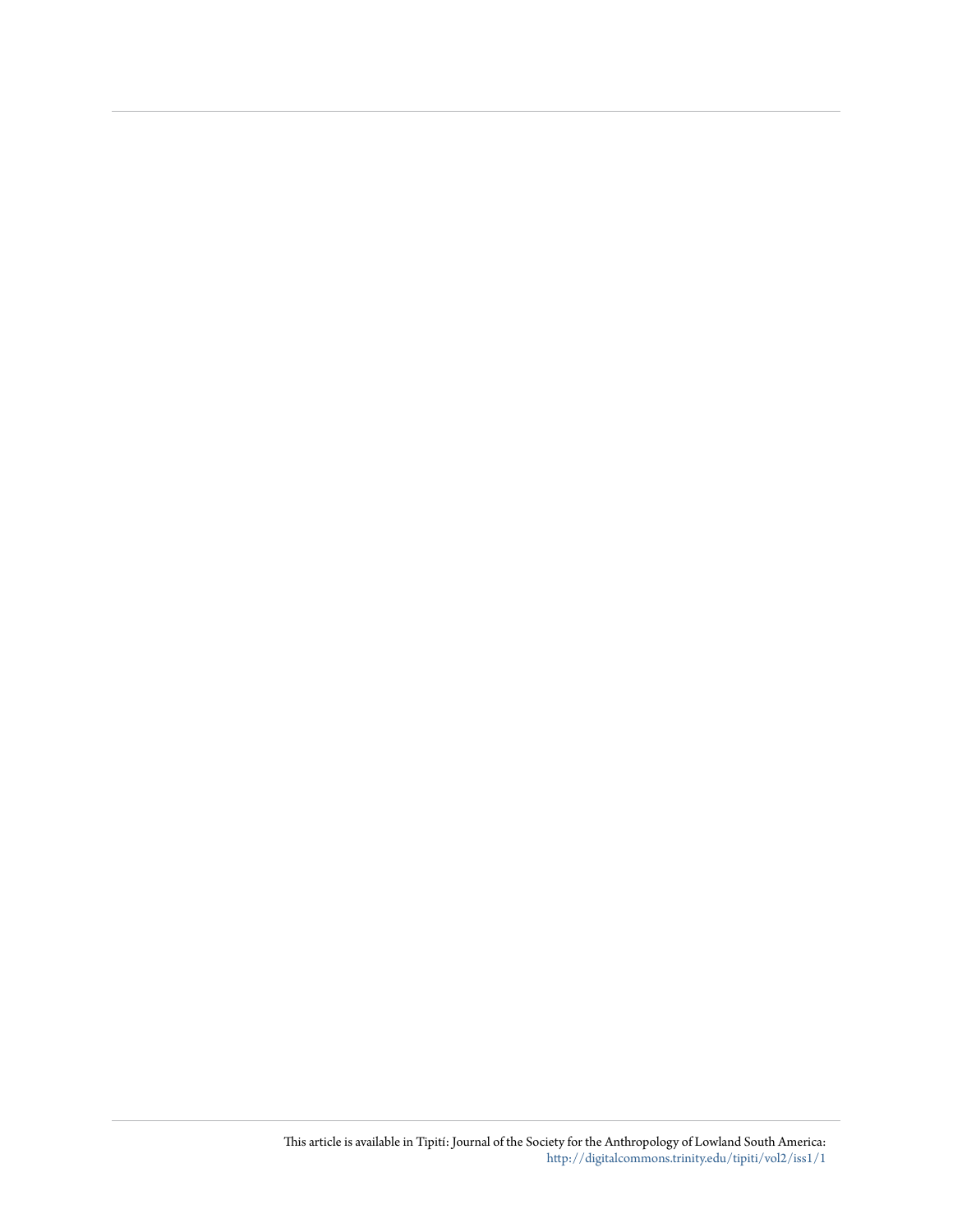This article is available in Tipití: Journal of the Society for the Anthropology of Lowland South America: http://digitalcommons.trinity.edu/tipiti/vol2/iss1/1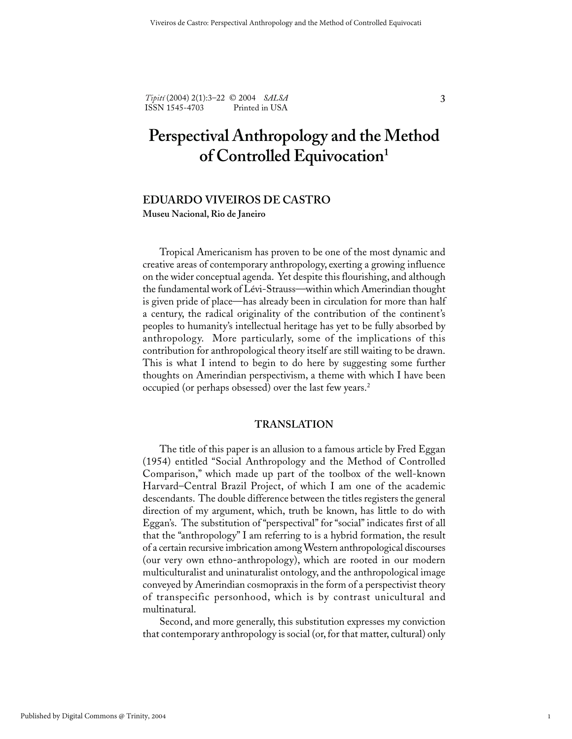# Perspectival Anthropology and the Method of Controlled Equivocation[1]

## EDUARDO VIVEIROS DE CASTRO

**Museu Nacional, Rio de Janeiro**

Tropical Americanism has proven to be one of the most dynamic and creative areas of contemporary anthropology, exerting a growing influence on the wider conceptual agenda. Yet despite this flourishing, and although the fundamental work of Lévi-Strauss—within which Amerindian thought is given pride of place—has already been in circulation for more than half a century, the radical originality of the contribution of the continent's peoples to humanity's intellectual heritage has yet to be fully absorbed by anthropology. More particularly, some of the implications of this contribution for anthropological theory itself are still waiting to be drawn. This is what I intend to begin to do here by suggesting some further thoughts on Amerindian perspectivism, a theme with which I have been occupied (or perhaps obsessed) over the last few years.[2]

### TRANSLATION

The title of this paper is an allusion to a famous article by Fred Eggan (1954) entitled "Social Anthropology and the Method of Controlled Comparison," which made up part of the toolbox of the well-known Harvard–Central Brazil Project, of which I am one of the academic descendants. The double difference between the titles registers the general direction of my argument, which, truth be known, has little to do with Eggan's. The substitution of "perspectival" for "social" indicates first of all that the "anthropology" I am referring to is a hybrid formation, the result of a certain recursive imbrication among Western anthropological discourses (our very own ethno-anthropology), which are rooted in our modern multiculturalist and uninaturalist ontology, and the anthropological image conveyed by Amerindian cosmopraxis in the form of a perspectivist theory of transpecific personhood, which is by contrast unicultural and multinatural.

Second, and more generally, this substitution expresses my conviction that contemporary anthropology is social (or, for that matter, cultural) only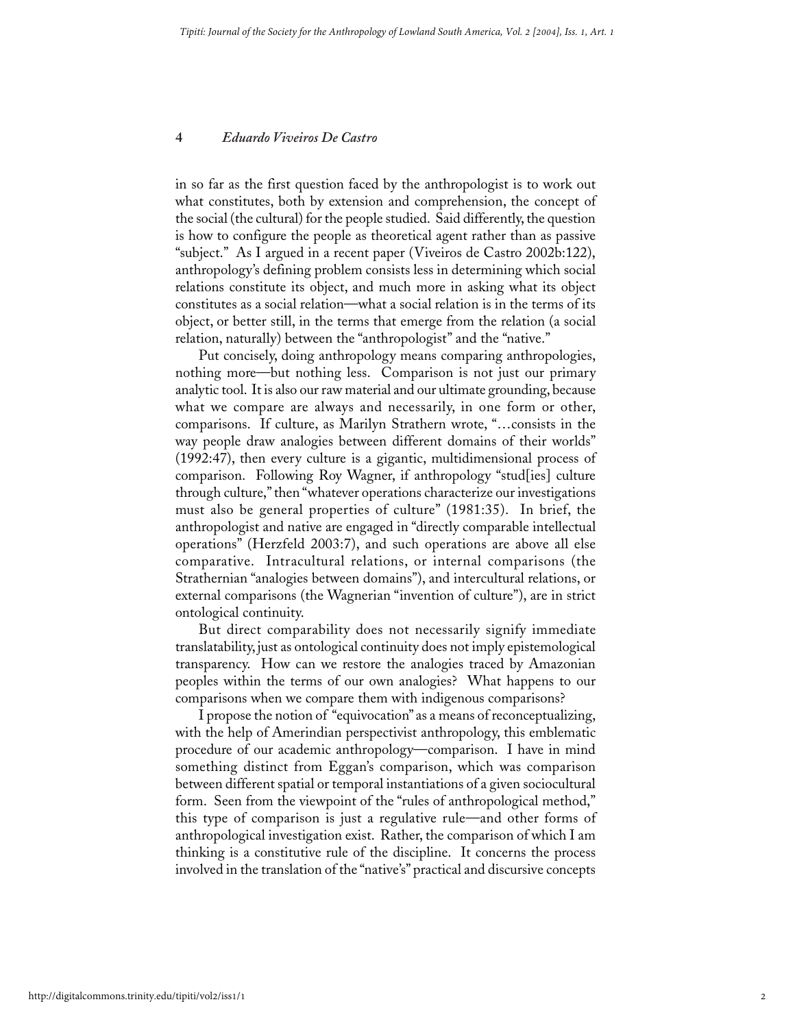in so far as the first question faced by the anthropologist is to work out what constitutes, both by extension and comprehension, the concept of the social (the cultural) for the people studied. Said differently, the question is how to configure the people as theoretical agent rather than as passive "subject." As I argued in a recent paper (Viveiros de Castro 2002b:122), anthropology's defining problem consists less in determining which social relations constitute its object, and much more in asking what its object constitutes as a social relation—what a social relation is in the terms of its object, or better still, in the terms that emerge from the relation (a social relation, naturally) between the "anthropologist" and the "native."

Put concisely, doing anthropology means comparing anthropologies, nothing more—but nothing less. Comparison is not just our primary analytic tool. It is also our raw material and our ultimate grounding, because what we compare are always and necessarily, in one form or other, comparisons. If culture, as Marilyn Strathern wrote, "…consists in the way people draw analogies between different domains of their worlds" (1992:47), then every culture is a gigantic, multidimensional process of comparison. Following Roy Wagner, if anthropology "stud[ies] culture through culture," then "whatever operations characterize our investigations must also be general properties of culture" (1981:35). In brief, the anthropologist and native are engaged in "directly comparable intellectual operations" (Herzfeld 2003:7), and such operations are above all else comparative. Intracultural relations, or internal comparisons (the Strathernian "analogies between domains"), and intercultural relations, or external comparisons (the Wagnerian "invention of culture"), are in strict ontological continuity.

But direct comparability does not necessarily signify immediate translatability, just as ontological continuity does not imply epistemological transparency. How can we restore the analogies traced by Amazonian peoples within the terms of our own analogies? What happens to our comparisons when we compare them with indigenous comparisons?

I propose the notion of "equivocation" as a means of reconceptualizing, with the help of Amerindian perspectivist anthropology, this emblematic procedure of our academic anthropology—comparison. I have in mind something distinct from Eggan's comparison, which was comparison between different spatial or temporal instantiations of a given sociocultural form. Seen from the viewpoint of the "rules of anthropological method," this type of comparison is just a regulative rule—and other forms of anthropological investigation exist. Rather, the comparison of which I am thinking is a constitutive rule of the discipline. It concerns the process involved in the translation of the "native's" practical and discursive concepts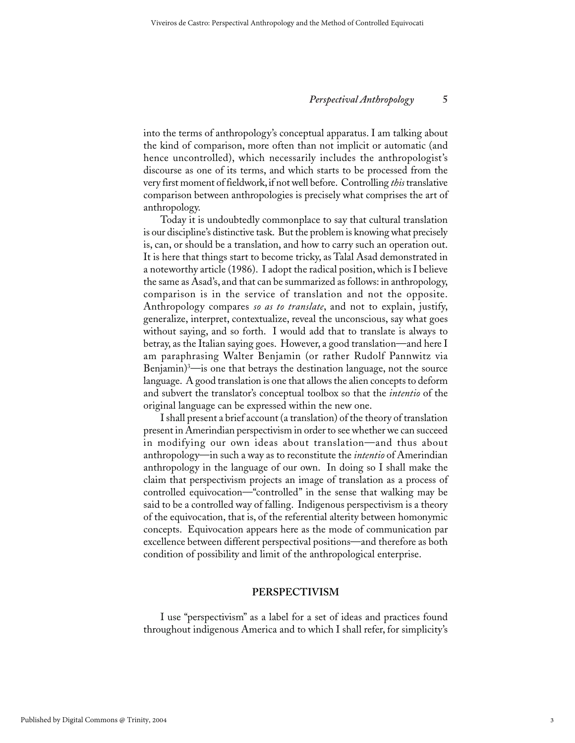into the terms of anthropology's conceptual apparatus. I am talking about the kind of comparison, more often than not implicit or automatic (and hence uncontrolled), which necessarily includes the anthropologist's discourse as one of its terms, and which starts to be processed from the very first moment of fieldwork, if not well before. Controlling *this* translative comparison between anthropologies is precisely what comprises the art of anthropology.

Today it is undoubtedly commonplace to say that cultural translation is our discipline's distinctive task. But the problem is knowing what precisely is, can, or should be a translation, and how to carry such an operation out. It is here that things start to become tricky, as Talal Asad demonstrated in a noteworthy article (1986). I adopt the radical position, which is I believe the same as Asad's, and that can be summarized as follows: in anthropology, comparison is in the service of translation and not the opposite. Anthropology compares *so as to translate*, and not to explain, justify, generalize, interpret, contextualize, reveal the unconscious, say what goes without saying, and so forth. I would add that to translate is always to betray, as the Italian saying goes. However, a good translation—and here I am paraphrasing Walter Benjamin (or rather Rudolf Pannwitz via Benjamin)[3]—is one that betrays the destination language, not the source language. A good translation is one that allows the alien concepts to deform and subvert the translator's conceptual toolbox so that the *intentio* of the original language can be expressed within the new one.

I shall present a brief account (a translation) of the theory of translation present in Amerindian perspectivism in order to see whether we can succeed in modifying our own ideas about translation—and thus about anthropology—in such a way as to reconstitute the *intentio* of Amerindian anthropology in the language of our own. In doing so I shall make the claim that perspectivism projects an image of translation as a process of controlled equivocation—"controlled" in the sense that walking may be said to be a controlled way of falling. Indigenous perspectivism is a theory of the equivocation, that is, of the referential alterity between homonymic concepts. Equivocation appears here as the mode of communication par excellence between different perspectival positions—and therefore as both condition of possibility and limit of the anthropological enterprise.

## PERSPECTIVISM

I use "perspectivism" as a label for a set of ideas and practices found throughout indigenous America and to which I shall refer, for simplicity's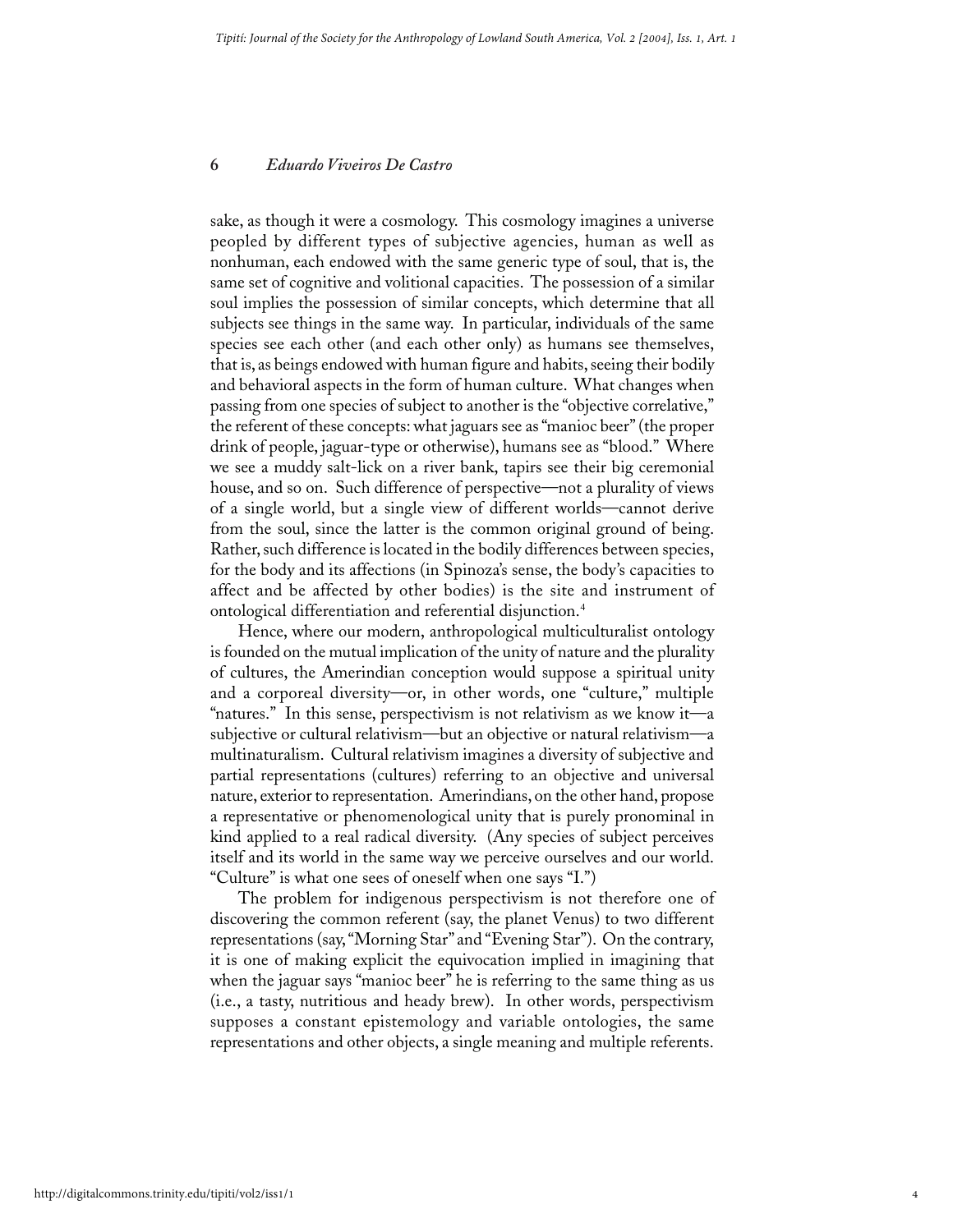sake, as though it were a cosmology. This cosmology imagines a universe peopled by different types of subjective agencies, human as well as nonhuman, each endowed with the same generic type of soul, that is, the same set of cognitive and volitional capacities. The possession of a similar soul implies the possession of similar concepts, which determine that all subjects see things in the same way. In particular, individuals of the same species see each other (and each other only) as humans see themselves, that is, as beings endowed with human figure and habits, seeing their bodily and behavioral aspects in the form of human culture. What changes when passing from one species of subject to another is the "objective correlative," the referent of these concepts: what jaguars see as "manioc beer" (the proper drink of people, jaguar-type or otherwise), humans see as "blood." Where we see a muddy salt-lick on a river bank, tapirs see their big ceremonial house, and so on. Such difference of perspective—not a plurality of views of a single world, but a single view of different worlds—cannot derive from the soul, since the latter is the common original ground of being. Rather, such difference is located in the bodily differences between species, for the body and its affections (in Spinoza's sense, the body's capacities to affect and be affected by other bodies) is the site and instrument of ontological differentiation and referential disjunction.[4]

Hence, where our modern, anthropological multiculturalist ontology is founded on the mutual implication of the unity of nature and the plurality of cultures, the Amerindian conception would suppose a spiritual unity and a corporeal diversity—or, in other words, one "culture," multiple "natures." In this sense, perspectivism is not relativism as we know it—a subjective or cultural relativism—but an objective or natural relativism—a multinaturalism. Cultural relativism imagines a diversity of subjective and partial representations (cultures) referring to an objective and universal nature, exterior to representation. Amerindians, on the other hand, propose a representative or phenomenological unity that is purely pronominal in kind applied to a real radical diversity. (Any species of subject perceives itself and its world in the same way we perceive ourselves and our world. "Culture" is what one sees of oneself when one says "I.")

The problem for indigenous perspectivism is not therefore one of discovering the common referent (say, the planet Venus) to two different representations (say, "Morning Star" and "Evening Star"). On the contrary, it is one of making explicit the equivocation implied in imagining that when the jaguar says "manioc beer" he is referring to the same thing as us (i.e., a tasty, nutritious and heady brew). In other words, perspectivism supposes a constant epistemology and variable ontologies, the same representations and other objects, a single meaning and multiple referents.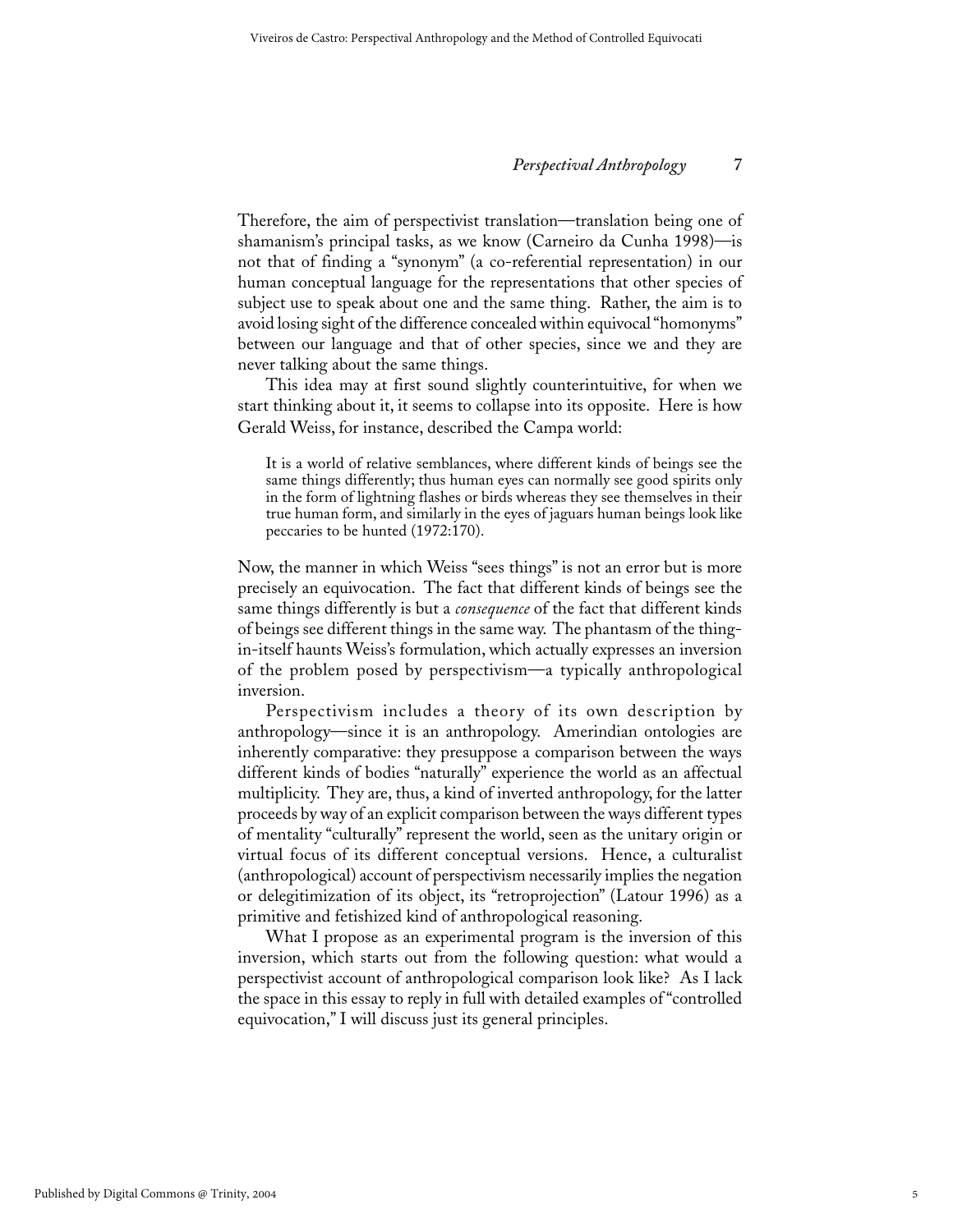Therefore, the aim of perspectivist translation—translation being one of shamanism's principal tasks, as we know (Carneiro da Cunha 1998)—is not that of finding a "synonym" (a co-referential representation) in our human conceptual language for the representations that other species of subject use to speak about one and the same thing. Rather, the aim is to avoid losing sight of the difference concealed within equivocal "homonyms" between our language and that of other species, since we and they are never talking about the same things.

This idea may at first sound slightly counterintuitive, for when we start thinking about it, it seems to collapse into its opposite. Here is how Gerald Weiss, for instance, described the Campa world:

> It is a world of relative semblances, where different kinds of beings see the same things differently; thus human eyes can normally see good spirits only in the form of lightning flashes or birds whereas they see themselves in their true human form, and similarly in the eyes of jaguars human beings look like peccaries to be hunted (1972:170).

Now, the manner in which Weiss "sees things" is not an error but is more precisely an equivocation. The fact that different kinds of beings see the same things differently is but a *consequence* of the fact that different kinds of beings see different things in the same way. The phantasm of the thing-in-itself haunts Weiss's formulation, which actually expresses an inversion of the problem posed by perspectivism—a typically anthropological inversion.

Perspectivism includes a theory of its own description by anthropology—since it is an anthropology. Amerindian ontologies are inherently comparative: they presuppose a comparison between the ways different kinds of bodies "naturally" experience the world as an affectual multiplicity. They are, thus, a kind of inverted anthropology, for the latter proceeds by way of an explicit comparison between the ways different types of mentality "culturally" represent the world, seen as the unitary origin or virtual focus of its different conceptual versions. Hence, a culturalist (anthropological) account of perspectivism necessarily implies the negation or delegitimization of its object, its "retroprojection" (Latour 1996) as a primitive and fetishized kind of anthropological reasoning.

What I propose as an experimental program is the inversion of this inversion, which starts out from the following question: what would a perspectivist account of anthropological comparison look like? As I lack the space in this essay to reply in full with detailed examples of "controlled equivocation," I will discuss just its general principles.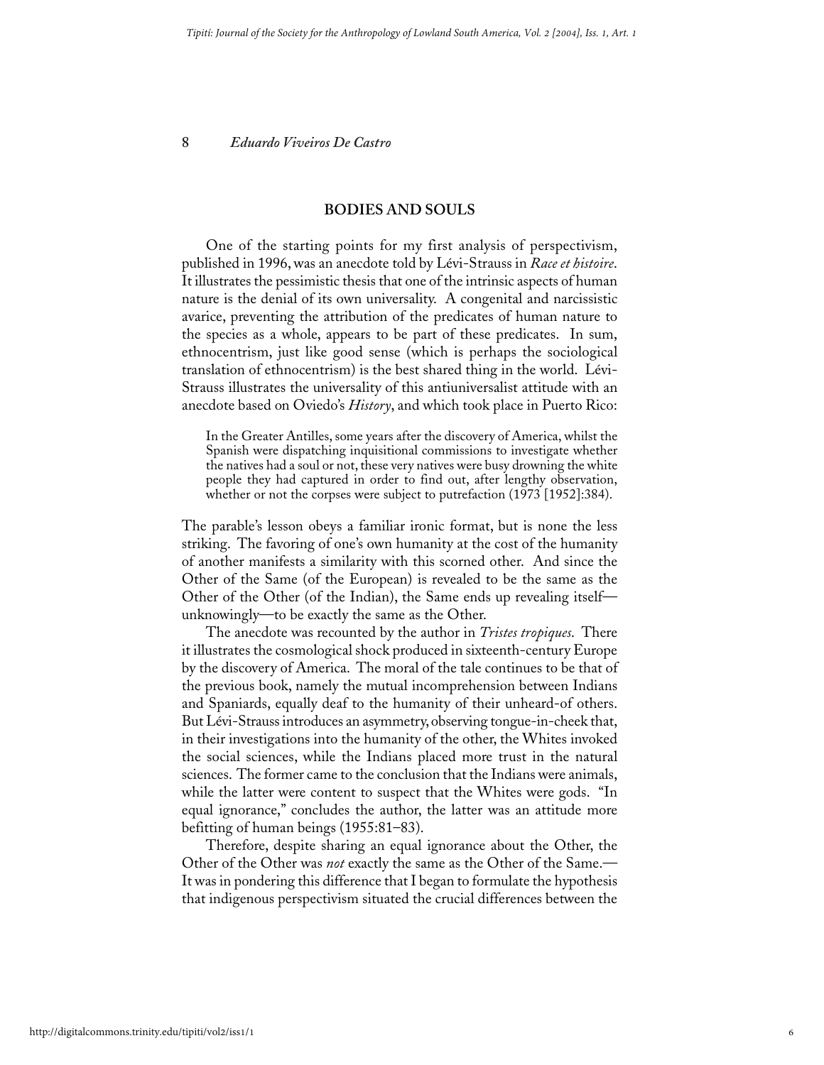## BODIES AND SOULS

One of the starting points for my first analysis of perspectivism, published in 1996, was an anecdote told by Lévi-Strauss in *Race et histoire*. It illustrates the pessimistic thesis that one of the intrinsic aspects of human nature is the denial of its own universality. A congenital and narcissistic avarice, preventing the attribution of the predicates of human nature to the species as a whole, appears to be part of these predicates. In sum, ethnocentrism, just like good sense (which is perhaps the sociological translation of ethnocentrism) is the best shared thing in the world. Lévi-Strauss illustrates the universality of this antiuniversalist attitude with an anecdote based on Oviedo's *History*, and which took place in Puerto Rico:

> In the Greater Antilles, some years after the discovery of America, whilst the Spanish were dispatching inquisitional commissions to investigate whether the natives had a soul or not, these very natives were busy drowning the white people they had captured in order to find out, after lengthy observation, whether or not the corpses were subject to putrefaction (1973 [1952]:384).

The parable's lesson obeys a familiar ironic format, but is none the less striking. The favoring of one's own humanity at the cost of the humanity of another manifests a similarity with this scorned other. And since the Other of the Same (of the European) is revealed to be the same as the Other of the Other (of the Indian), the Same ends up revealing itself—unknowingly—to be exactly the same as the Other.

The anecdote was recounted by the author in *Tristes tropiques*. There it illustrates the cosmological shock produced in sixteenth-century Europe by the discovery of America. The moral of the tale continues to be that of the previous book, namely the mutual incomprehension between Indians and Spaniards, equally deaf to the humanity of their unheard-of others. But Lévi-Strauss introduces an asymmetry, observing tongue-in-cheek that, in their investigations into the humanity of the other, the Whites invoked the social sciences, while the Indians placed more trust in the natural sciences. The former came to the conclusion that the Indians were animals, while the latter were content to suspect that the Whites were gods. "In equal ignorance," concludes the author, the latter was an attitude more befitting of human beings (1955:81–83).

Therefore, despite sharing an equal ignorance about the Other, the Other of the Other was *not* exactly the same as the Other of the Same.—It was in pondering this difference that I began to formulate the hypothesis that indigenous perspectivism situated the crucial differences between the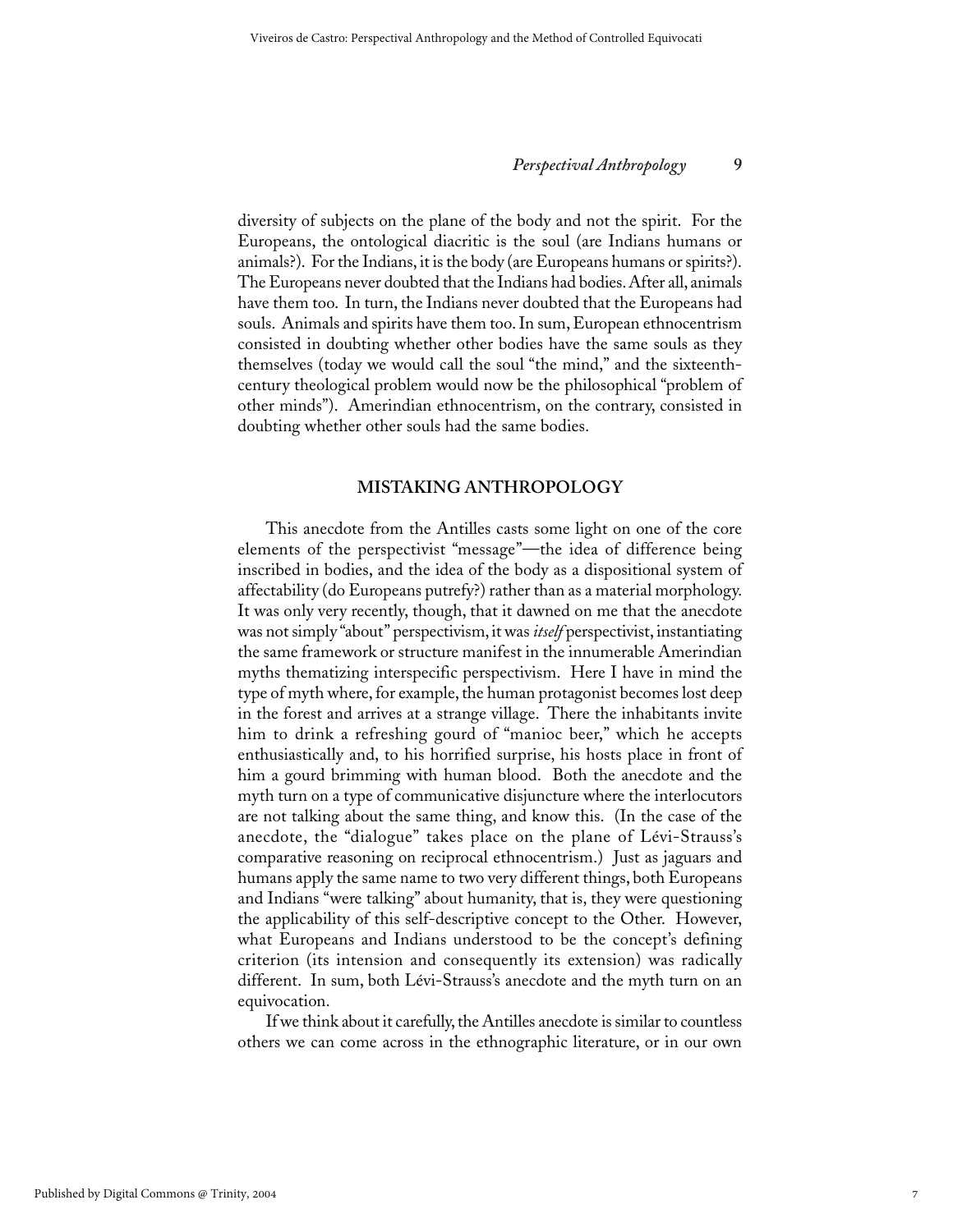diversity of subjects on the plane of the body and not the spirit. For the Europeans, the ontological diacritic is the soul (are Indians humans or animals?). For the Indians, it is the body (are Europeans humans or spirits?). The Europeans never doubted that the Indians had bodies. After all, animals have them too. In turn, the Indians never doubted that the Europeans had souls. Animals and spirits have them too. In sum, European ethnocentrism consisted in doubting whether other bodies have the same souls as they themselves (today we would call the soul "the mind," and the sixteenth-century theological problem would now be the philosophical "problem of other minds"). Amerindian ethnocentrism, on the contrary, consisted in doubting whether other souls had the same bodies.

## MISTAKING ANTHROPOLOGY

This anecdote from the Antilles casts some light on one of the core elements of the perspectivist "message"—the idea of difference being inscribed in bodies, and the idea of the body as a dispositional system of affectability (do Europeans putrefy?) rather than as a material morphology. It was only very recently, though, that it dawned on me that the anecdote was not simply "about" perspectivism, it was *itself* perspectivist, instantiating the same framework or structure manifest in the innumerable Amerindian myths thematizing interspecific perspectivism. Here I have in mind the type of myth where, for example, the human protagonist becomes lost deep in the forest and arrives at a strange village. There the inhabitants invite him to drink a refreshing gourd of "manioc beer," which he accepts enthusiastically and, to his horrified surprise, his hosts place in front of him a gourd brimming with human blood. Both the anecdote and the myth turn on a type of communicative disjuncture where the interlocutors are not talking about the same thing, and know this. (In the case of the anecdote, the "dialogue" takes place on the plane of Lévi-Strauss's comparative reasoning on reciprocal ethnocentrism.) Just as jaguars and humans apply the same name to two very different things, both Europeans and Indians "were talking" about humanity, that is, they were questioning the applicability of this self-descriptive concept to the Other. However, what Europeans and Indians understood to be the concept's defining criterion (its intension and consequently its extension) was radically different. In sum, both Lévi-Strauss's anecdote and the myth turn on an equivocation.

If we think about it carefully, the Antilles anecdote is similar to countless others we can come across in the ethnographic literature, or in our own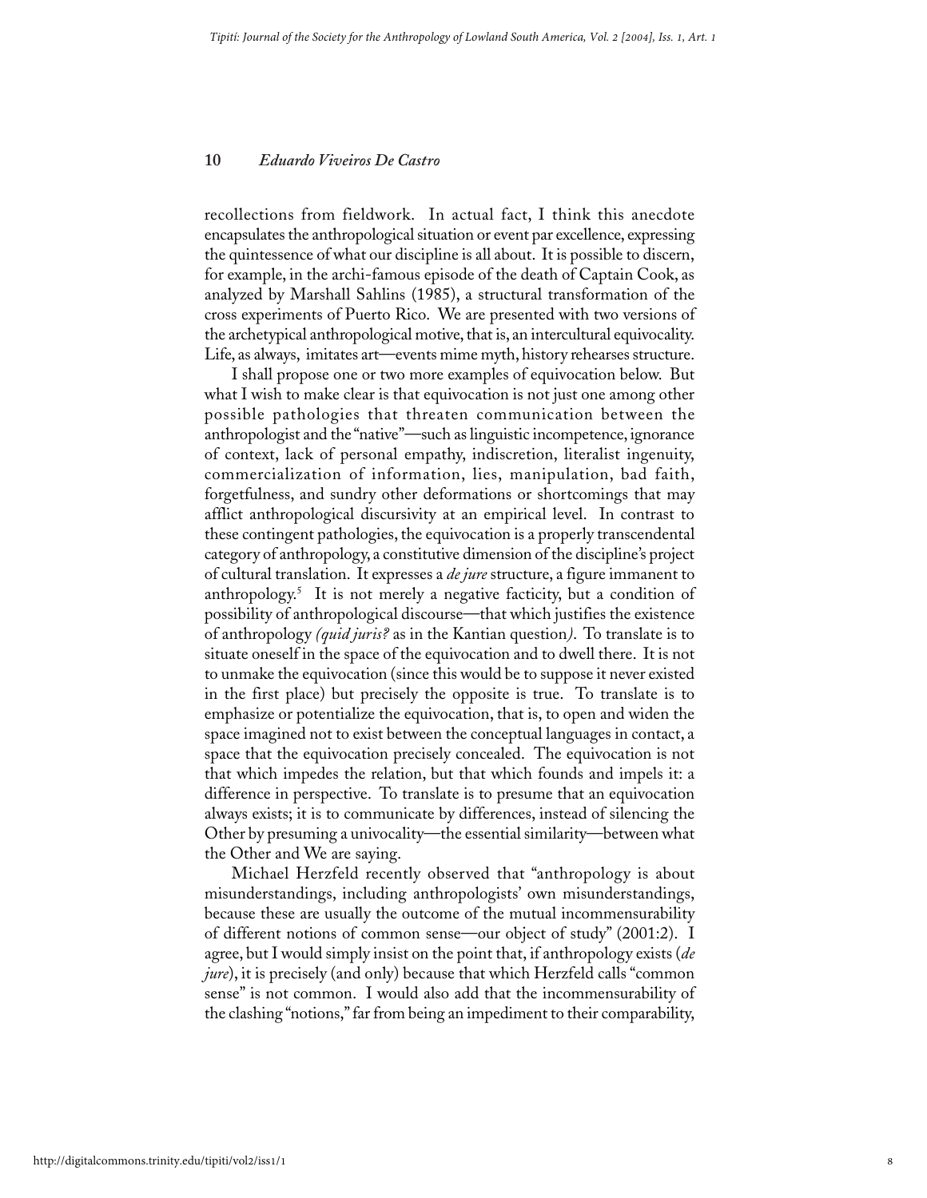recollections from fieldwork. In actual fact, I think this anecdote encapsulates the anthropological situation or event par excellence, expressing the quintessence of what our discipline is all about. It is possible to discern, for example, in the archi-famous episode of the death of Captain Cook, as analyzed by Marshall Sahlins (1985), a structural transformation of the cross experiments of Puerto Rico. We are presented with two versions of the archetypical anthropological motive, that is, an intercultural equivocality. Life, as always, imitates art—events mime myth, history rehearses structure.

I shall propose one or two more examples of equivocation below. But what I wish to make clear is that equivocation is not just one among other possible pathologies that threaten communication between the anthropologist and the "native"—such as linguistic incompetence, ignorance of context, lack of personal empathy, indiscretion, literalist ingenuity, commercialization of information, lies, manipulation, bad faith, forgetfulness, and sundry other deformations or shortcomings that may afflict anthropological discursivity at an empirical level. In contrast to these contingent pathologies, the equivocation is a properly transcendental category of anthropology, a constitutive dimension of the discipline's project of cultural translation. It expresses a *de jure* structure, a figure immanent to anthropology.[5] It is not merely a negative facticity, but a condition of possibility of anthropological discourse—that which justifies the existence of anthropology *(quid juris?* as in the Kantian question*)*. To translate is to situate oneself in the space of the equivocation and to dwell there. It is not to unmake the equivocation (since this would be to suppose it never existed in the first place) but precisely the opposite is true. To translate is to emphasize or potentialize the equivocation, that is, to open and widen the space imagined not to exist between the conceptual languages in contact, a space that the equivocation precisely concealed. The equivocation is not that which impedes the relation, but that which founds and impels it: a difference in perspective. To translate is to presume that an equivocation always exists; it is to communicate by differences, instead of silencing the Other by presuming a univocality—the essential similarity—between what the Other and We are saying.

Michael Herzfeld recently observed that "anthropology is about misunderstandings, including anthropologists' own misunderstandings, because these are usually the outcome of the mutual incommensurability of different notions of common sense—our object of study" (2001:2). I agree, but I would simply insist on the point that, if anthropology exists (*de jure*), it is precisely (and only) because that which Herzfeld calls "common sense" is not common. I would also add that the incommensurability of the clashing "notions," far from being an impediment to their comparability,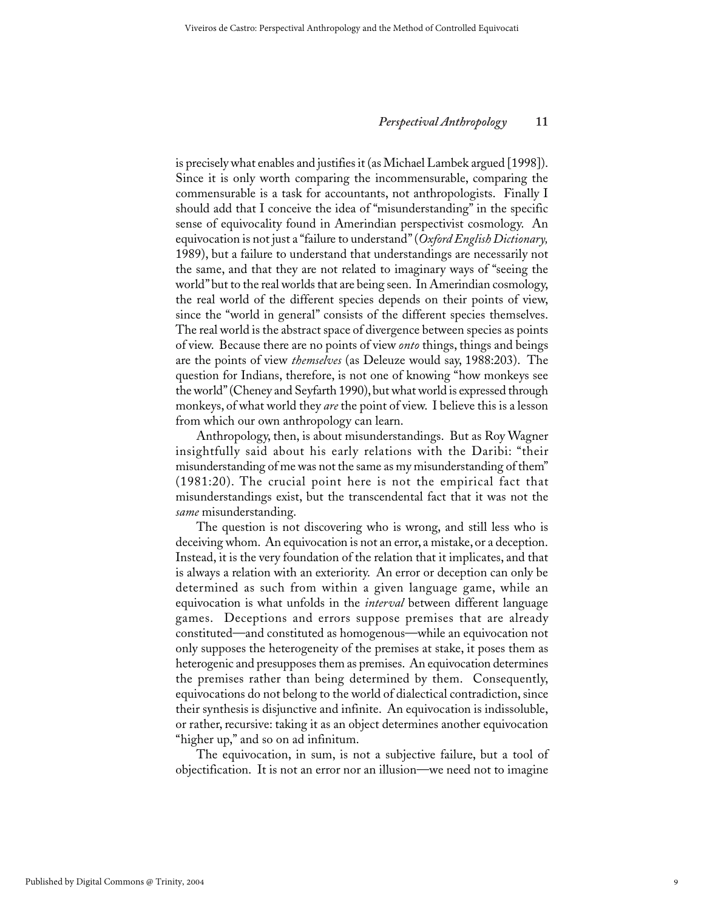is precisely what enables and justifies it (as Michael Lambek argued [1998]). Since it is only worth comparing the incommensurable, comparing the commensurable is a task for accountants, not anthropologists. Finally I should add that I conceive the idea of "misunderstanding" in the specific sense of equivocality found in Amerindian perspectivist cosmology. An equivocation is not just a "failure to understand" (*Oxford English Dictionary,* 1989), but a failure to understand that understandings are necessarily not the same, and that they are not related to imaginary ways of "seeing the world" but to the real worlds that are being seen. In Amerindian cosmology, the real world of the different species depends on their points of view, since the "world in general" consists of the different species themselves. The real world is the abstract space of divergence between species as points of view. Because there are no points of view *onto* things, things and beings are the points of view *themselves* (as Deleuze would say, 1988:203). The question for Indians, therefore, is not one of knowing "how monkeys see the world" (Cheney and Seyfarth 1990), but what world is expressed through monkeys, of what world they *are* the point of view. I believe this is a lesson from which our own anthropology can learn.

Anthropology, then, is about misunderstandings. But as Roy Wagner insightfully said about his early relations with the Daribi: "their misunderstanding of me was not the same as my misunderstanding of them" (1981:20). The crucial point here is not the empirical fact that misunderstandings exist, but the transcendental fact that it was not the *same* misunderstanding.

The question is not discovering who is wrong, and still less who is deceiving whom. An equivocation is not an error, a mistake, or a deception. Instead, it is the very foundation of the relation that it implicates, and that is always a relation with an exteriority. An error or deception can only be determined as such from within a given language game, while an equivocation is what unfolds in the *interval* between different language games. Deceptions and errors suppose premises that are already constituted—and constituted as homogenous—while an equivocation not only supposes the heterogeneity of the premises at stake, it poses them as heterogenic and presupposes them as premises. An equivocation determines the premises rather than being determined by them. Consequently, equivocations do not belong to the world of dialectical contradiction, since their synthesis is disjunctive and infinite. An equivocation is indissoluble, or rather, recursive: taking it as an object determines another equivocation "higher up," and so on ad infinitum.

The equivocation, in sum, is not a subjective failure, but a tool of objectification. It is not an error nor an illusion—we need not to imagine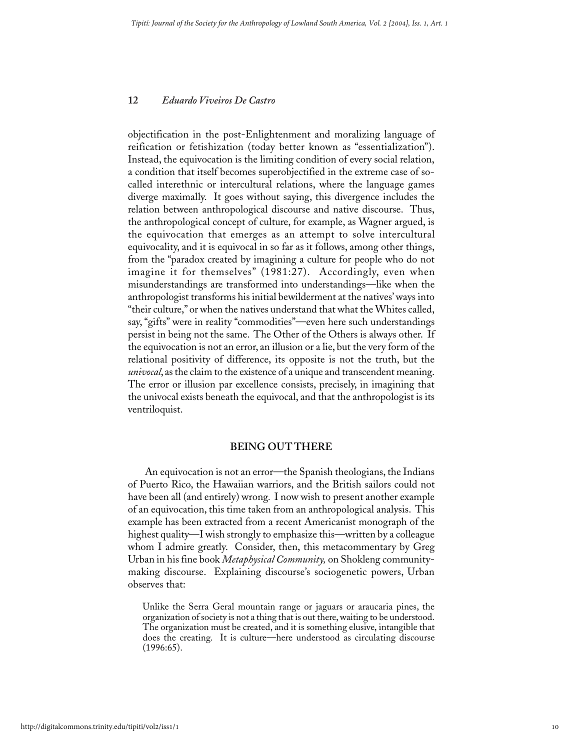objectification in the post-Enlightenment and moralizing language of reification or fetishization (today better known as "essentialization"). Instead, the equivocation is the limiting condition of every social relation, a condition that itself becomes superobjectified in the extreme case of so-called interethnic or intercultural relations, where the language games diverge maximally. It goes without saying, this divergence includes the relation between anthropological discourse and native discourse. Thus, the anthropological concept of culture, for example, as Wagner argued, is the equivocation that emerges as an attempt to solve intercultural equivocality, and it is equivocal in so far as it follows, among other things, from the "paradox created by imagining a culture for people who do not imagine it for themselves" (1981:27). Accordingly, even when misunderstandings are transformed into understandings—like when the anthropologist transforms his initial bewilderment at the natives' ways into "their culture," or when the natives understand that what the Whites called, say, "gifts" were in reality "commodities"—even here such understandings persist in being not the same. The Other of the Others is always other. If the equivocation is not an error, an illusion or a lie, but the very form of the relational positivity of difference, its opposite is not the truth, but the *univocal*, as the claim to the existence of a unique and transcendent meaning. The error or illusion par excellence consists, precisely, in imagining that the univocal exists beneath the equivocal, and that the anthropologist is its ventriloquist.

## BEING OUT THERE

An equivocation is not an error—the Spanish theologians, the Indians of Puerto Rico, the Hawaiian warriors, and the British sailors could not have been all (and entirely) wrong. I now wish to present another example of an equivocation, this time taken from an anthropological analysis. This example has been extracted from a recent Americanist monograph of the highest quality—I wish strongly to emphasize this—written by a colleague whom I admire greatly. Consider, then, this metacommentary by Greg Urban in his fine book *Metaphysical Community,* on Shokleng community-making discourse. Explaining discourse's sociogenetic powers, Urban observes that:

> Unlike the Serra Geral mountain range or jaguars or araucaria pines, the organization of society is not a thing that is out there, waiting to be understood. The organization must be created, and it is something elusive, intangible that does the creating. It is culture—here understood as circulating discourse (1996:65).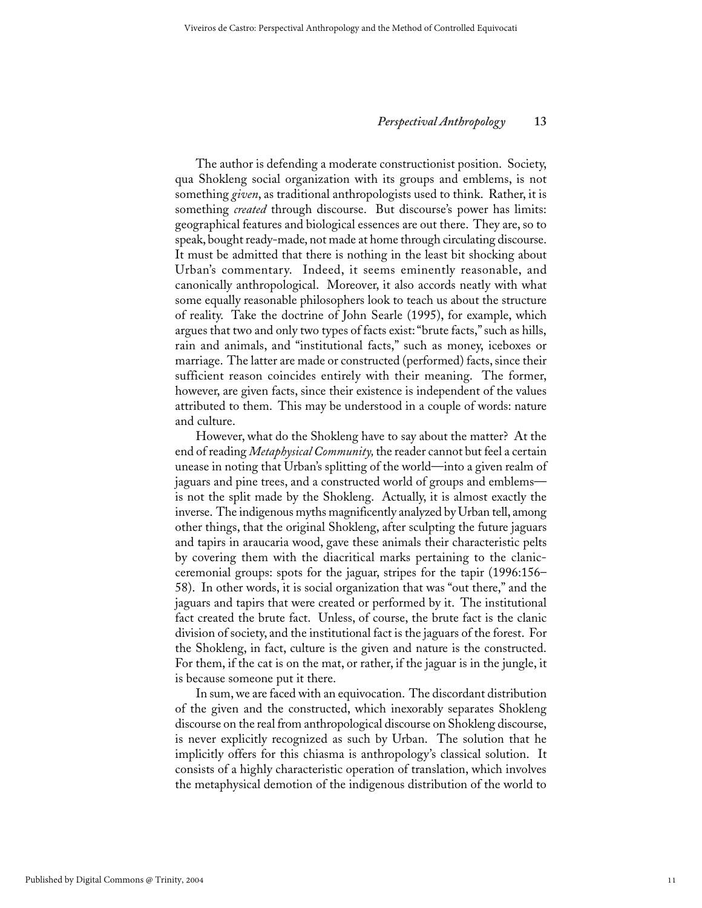The author is defending a moderate constructionist position. Society, qua Shokleng social organization with its groups and emblems, is not something *given*, as traditional anthropologists used to think. Rather, it is something *created* through discourse. But discourse's power has limits: geographical features and biological essences are out there. They are, so to speak, bought ready-made, not made at home through circulating discourse. It must be admitted that there is nothing in the least bit shocking about Urban's commentary. Indeed, it seems eminently reasonable, and canonically anthropological. Moreover, it also accords neatly with what some equally reasonable philosophers look to teach us about the structure of reality. Take the doctrine of John Searle (1995), for example, which argues that two and only two types of facts exist: "brute facts," such as hills, rain and animals, and "institutional facts," such as money, iceboxes or marriage. The latter are made or constructed (performed) facts, since their sufficient reason coincides entirely with their meaning. The former, however, are given facts, since their existence is independent of the values attributed to them. This may be understood in a couple of words: nature and culture.

However, what do the Shokleng have to say about the matter? At the end of reading *Metaphysical Community,* the reader cannot but feel a certain unease in noting that Urban's splitting of the world—into a given realm of jaguars and pine trees, and a constructed world of groups and emblems—is not the split made by the Shokleng. Actually, it is almost exactly the inverse. The indigenous myths magnificently analyzed by Urban tell, among other things, that the original Shokleng, after sculpting the future jaguars and tapirs in araucaria wood, gave these animals their characteristic pelts by covering them with the diacritical marks pertaining to the clanic-ceremonial groups: spots for the jaguar, stripes for the tapir (1996:156–58). In other words, it is social organization that was "out there," and the jaguars and tapirs that were created or performed by it. The institutional fact created the brute fact. Unless, of course, the brute fact is the clanic division of society, and the institutional fact is the jaguars of the forest. For the Shokleng, in fact, culture is the given and nature is the constructed. For them, if the cat is on the mat, or rather, if the jaguar is in the jungle, it is because someone put it there.

In sum, we are faced with an equivocation. The discordant distribution of the given and the constructed, which inexorably separates Shokleng discourse on the real from anthropological discourse on Shokleng discourse, is never explicitly recognized as such by Urban. The solution that he implicitly offers for this chiasma is anthropology's classical solution. It consists of a highly characteristic operation of translation, which involves the metaphysical demotion of the indigenous distribution of the world to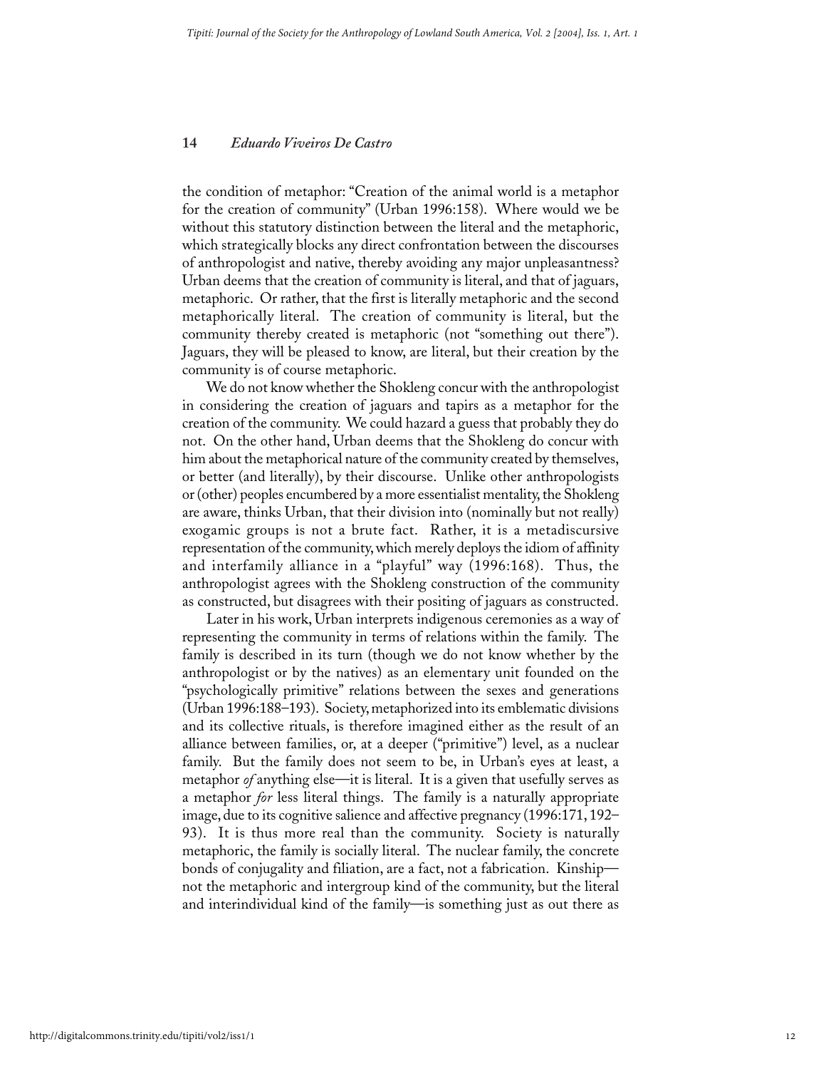the condition of metaphor: "Creation of the animal world is a metaphor for the creation of community" (Urban 1996:158). Where would we be without this statutory distinction between the literal and the metaphoric, which strategically blocks any direct confrontation between the discourses of anthropologist and native, thereby avoiding any major unpleasantness? Urban deems that the creation of community is literal, and that of jaguars, metaphoric. Or rather, that the first is literally metaphoric and the second metaphorically literal. The creation of community is literal, but the community thereby created is metaphoric (not "something out there"). Jaguars, they will be pleased to know, are literal, but their creation by the community is of course metaphoric.

We do not know whether the Shokleng concur with the anthropologist in considering the creation of jaguars and tapirs as a metaphor for the creation of the community. We could hazard a guess that probably they do not. On the other hand, Urban deems that the Shokleng do concur with him about the metaphorical nature of the community created by themselves, or better (and literally), by their discourse. Unlike other anthropologists or (other) peoples encumbered by a more essentialist mentality, the Shokleng are aware, thinks Urban, that their division into (nominally but not really) exogamic groups is not a brute fact. Rather, it is a metadiscursive representation of the community, which merely deploys the idiom of affinity and interfamily alliance in a "playful" way (1996:168). Thus, the anthropologist agrees with the Shokleng construction of the community as constructed, but disagrees with their positing of jaguars as constructed.

Later in his work, Urban interprets indigenous ceremonies as a way of representing the community in terms of relations within the family. The family is described in its turn (though we do not know whether by the anthropologist or by the natives) as an elementary unit founded on the "psychologically primitive" relations between the sexes and generations (Urban 1996:188–193). Society, metaphorized into its emblematic divisions and its collective rituals, is therefore imagined either as the result of an alliance between families, or, at a deeper ("primitive") level, as a nuclear family. But the family does not seem to be, in Urban's eyes at least, a metaphor *of* anything else—it is literal. It is a given that usefully serves as a metaphor *for* less literal things. The family is a naturally appropriate image, due to its cognitive salience and affective pregnancy (1996:171, 192–93). It is thus more real than the community. Society is naturally metaphoric, the family is socially literal. The nuclear family, the concrete bonds of conjugality and filiation, are a fact, not a fabrication. Kinship—not the metaphoric and intergroup kind of the community, but the literal and interindividual kind of the family—is something just as out there as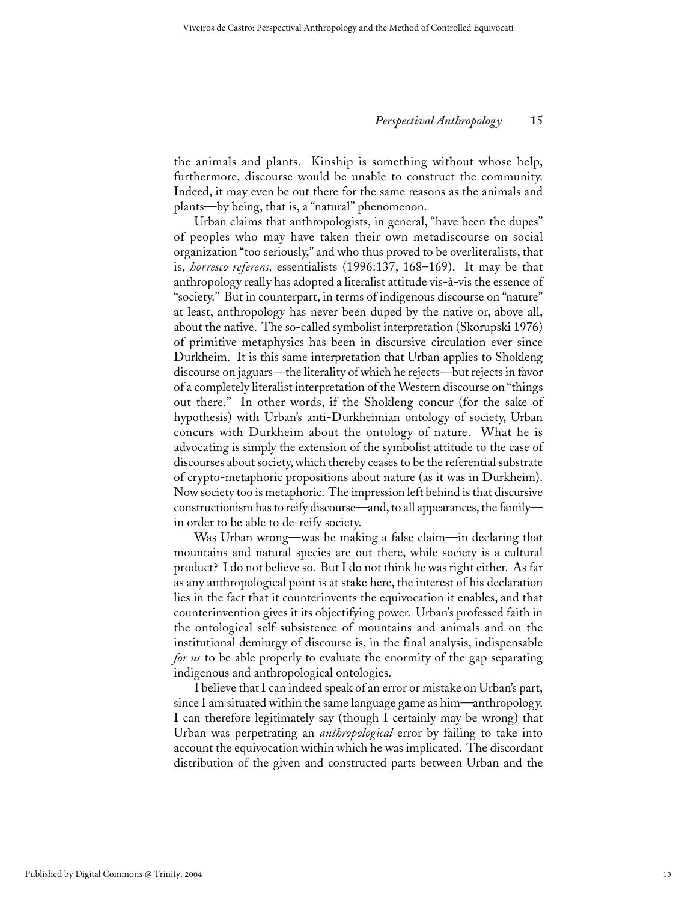the animals and plants. Kinship is something without whose help, furthermore, discourse would be unable to construct the community. Indeed, it may even be out there for the same reasons as the animals and plants—by being, that is, a "natural" phenomenon.

Urban claims that anthropologists, in general, "have been the dupes" of peoples who may have taken their own metadiscourse on social organization "too seriously," and who thus proved to be overliteralists, that is, *horresco referens,* essentialists (1996:137, 168–169). It may be that anthropology really has adopted a literalist attitude vis-à-vis the essence of "society." But in counterpart, in terms of indigenous discourse on "nature" at least, anthropology has never been duped by the native or, above all, about the native. The so-called symbolist interpretation (Skorupski 1976) of primitive metaphysics has been in discursive circulation ever since Durkheim. It is this same interpretation that Urban applies to Shokleng discourse on jaguars—the literality of which he rejects—but rejects in favor of a completely literalist interpretation of the Western discourse on "things out there." In other words, if the Shokleng concur (for the sake of hypothesis) with Urban's anti-Durkheimian ontology of society, Urban concurs with Durkheim about the ontology of nature. What he is advocating is simply the extension of the symbolist attitude to the case of discourses about society, which thereby ceases to be the referential substrate of crypto-metaphoric propositions about nature (as it was in Durkheim). Now society too is metaphoric. The impression left behind is that discursive constructionism has to reify discourse—and, to all appearances, the family—in order to be able to de-reify society.

Was Urban wrong—was he making a false claim—in declaring that mountains and natural species are out there, while society is a cultural product? I do not believe so. But I do not think he was right either. As far as any anthropological point is at stake here, the interest of his declaration lies in the fact that it counterinvents the equivocation it enables, and that counterinvention gives it its objectifying power. Urban's professed faith in the ontological self-subsistence of mountains and animals and on the institutional demiurgy of discourse is, in the final analysis, indispensable *for us* to be able properly to evaluate the enormity of the gap separating indigenous and anthropological ontologies.

I believe that I can indeed speak of an error or mistake on Urban's part, since I am situated within the same language game as him—anthropology. I can therefore legitimately say (though I certainly may be wrong) that Urban was perpetrating an *anthropological* error by failing to take into account the equivocation within which he was implicated. The discordant distribution of the given and constructed parts between Urban and the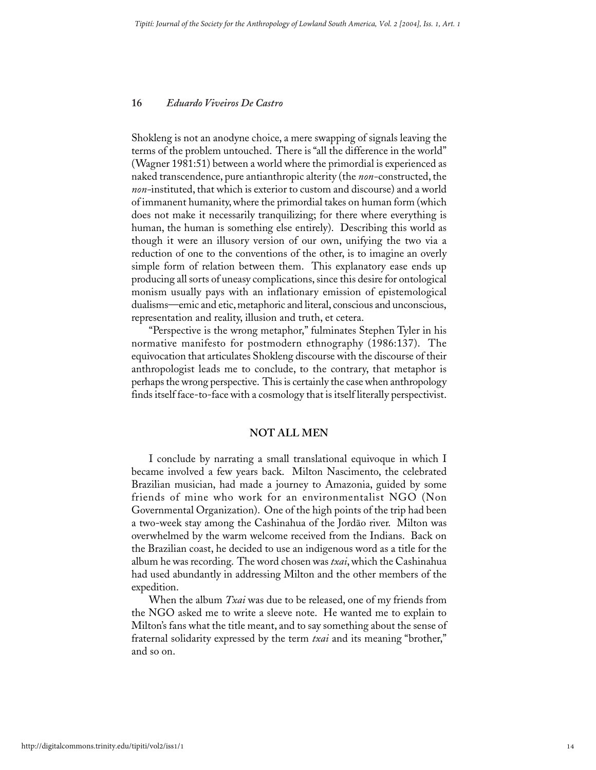Shokleng is not an anodyne choice, a mere swapping of signals leaving the terms of the problem untouched. There is "all the difference in the world" (Wagner 1981:51) between a world where the primordial is experienced as naked transcendence, pure antianthropic alterity (the *non*-constructed, the *non*-instituted, that which is exterior to custom and discourse) and a world of immanent humanity, where the primordial takes on human form (which does not make it necessarily tranquilizing; for there where everything is human, the human is something else entirely). Describing this world as though it were an illusory version of our own, unifying the two via a reduction of one to the conventions of the other, is to imagine an overly simple form of relation between them. This explanatory ease ends up producing all sorts of uneasy complications, since this desire for ontological monism usually pays with an inflationary emission of epistemological dualisms—emic and etic, metaphoric and literal, conscious and unconscious, representation and reality, illusion and truth, et cetera.

"Perspective is the wrong metaphor," fulminates Stephen Tyler in his normative manifesto for postmodern ethnography (1986:137). The equivocation that articulates Shokleng discourse with the discourse of their anthropologist leads me to conclude, to the contrary, that metaphor is perhaps the wrong perspective. This is certainly the case when anthropology finds itself face-to-face with a cosmology that is itself literally perspectivist.

## NOT ALL MEN

I conclude by narrating a small translational equivoque in which I became involved a few years back. Milton Nascimento, the celebrated Brazilian musician, had made a journey to Amazonia, guided by some friends of mine who work for an environmentalist NGO (Non Governmental Organization). One of the high points of the trip had been a two-week stay among the Cashinahua of the Jordão river. Milton was overwhelmed by the warm welcome received from the Indians. Back on the Brazilian coast, he decided to use an indigenous word as a title for the album he was recording. The word chosen was *txai*, which the Cashinahua had used abundantly in addressing Milton and the other members of the expedition.

When the album *Txai* was due to be released, one of my friends from the NGO asked me to write a sleeve note. He wanted me to explain to Milton's fans what the title meant, and to say something about the sense of fraternal solidarity expressed by the term *txai* and its meaning "brother," and so on.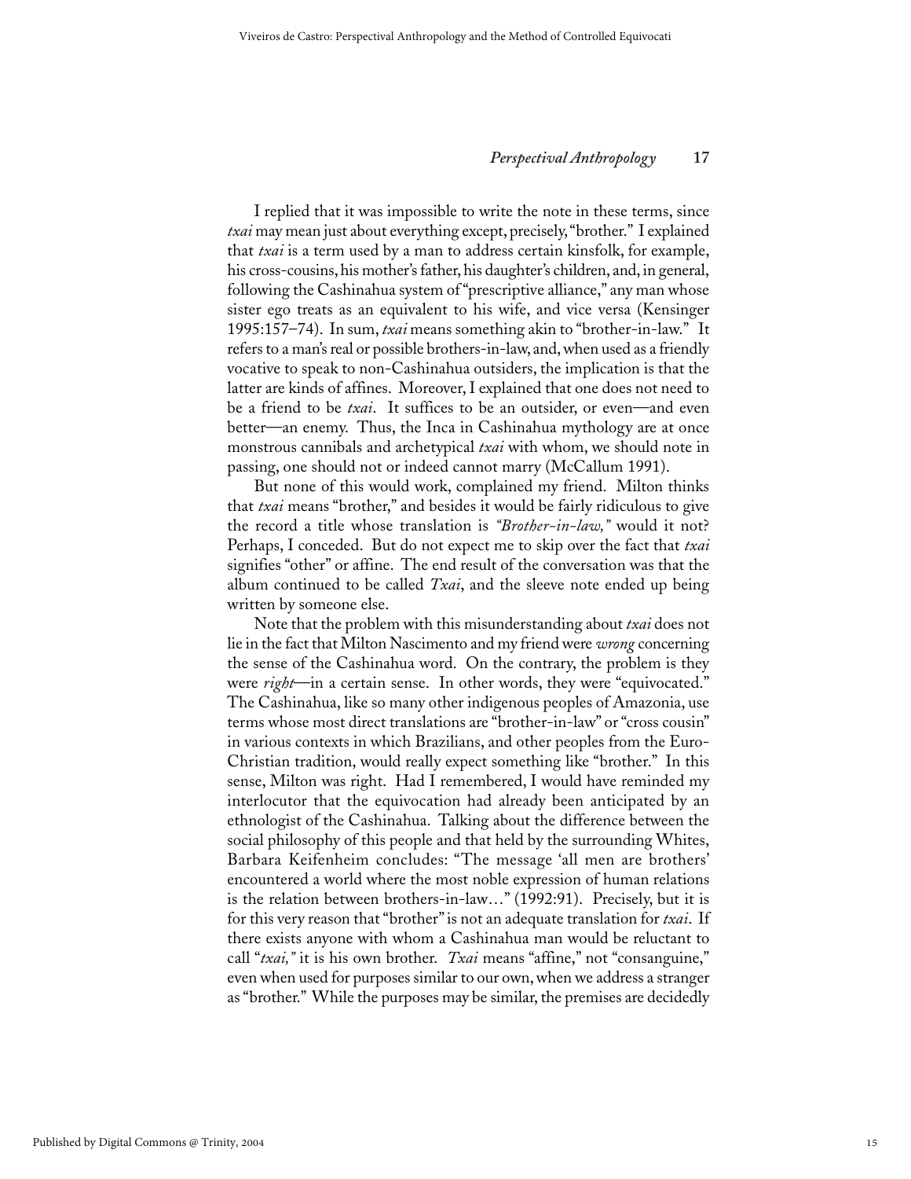I replied that it was impossible to write the note in these terms, since *txai* may mean just about everything except, precisely, "brother." I explained that *txai* is a term used by a man to address certain kinsfolk, for example, his cross-cousins, his mother's father, his daughter's children, and, in general, following the Cashinahua system of "prescriptive alliance," any man whose sister ego treats as an equivalent to his wife, and vice versa (Kensinger 1995:157–74). In sum, *txai* means something akin to "brother-in-law." It refers to a man's real or possible brothers-in-law, and, when used as a friendly vocative to speak to non-Cashinahua outsiders, the implication is that the latter are kinds of affines. Moreover, I explained that one does not need to be a friend to be *txai*. It suffices to be an outsider, or even—and even better—an enemy. Thus, the Inca in Cashinahua mythology are at once monstrous cannibals and archetypical *txai* with whom, we should note in passing, one should not or indeed cannot marry (McCallum 1991).

But none of this would work, complained my friend. Milton thinks that *txai* means "brother," and besides it would be fairly ridiculous to give the record a title whose translation is *"Brother-in-law,"* would it not? Perhaps, I conceded. But do not expect me to skip over the fact that *txai* signifies "other" or affine. The end result of the conversation was that the album continued to be called *Txai*, and the sleeve note ended up being written by someone else.

Note that the problem with this misunderstanding about *txai* does not lie in the fact that Milton Nascimento and my friend were *wrong* concerning the sense of the Cashinahua word. On the contrary, the problem is they were *right*—in a certain sense. In other words, they were "equivocated." The Cashinahua, like so many other indigenous peoples of Amazonia, use terms whose most direct translations are "brother-in-law" or "cross cousin" in various contexts in which Brazilians, and other peoples from the Euro-Christian tradition, would really expect something like "brother." In this sense, Milton was right. Had I remembered, I would have reminded my interlocutor that the equivocation had already been anticipated by an ethnologist of the Cashinahua. Talking about the difference between the social philosophy of this people and that held by the surrounding Whites, Barbara Keifenheim concludes: "The message 'all men are brothers' encountered a world where the most noble expression of human relations is the relation between brothers-in-law…" (1992:91). Precisely, but it is for this very reason that "brother" is not an adequate translation for *txai*. If there exists anyone with whom a Cashinahua man would be reluctant to call "*txai,"* it is his own brother. *Txai* means "affine," not "consanguine," even when used for purposes similar to our own, when we address a stranger as "brother." While the purposes may be similar, the premises are decidedly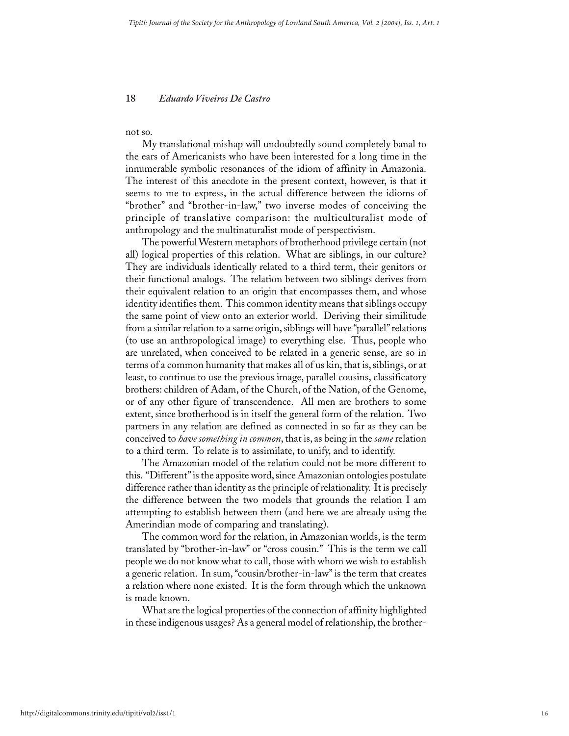not so.

My translational mishap will undoubtedly sound completely banal to the ears of Americanists who have been interested for a long time in the innumerable symbolic resonances of the idiom of affinity in Amazonia. The interest of this anecdote in the present context, however, is that it seems to me to express, in the actual difference between the idioms of "brother" and "brother-in-law," two inverse modes of conceiving the principle of translative comparison: the multiculturalist mode of anthropology and the multinaturalist mode of perspectivism.

The powerful Western metaphors of brotherhood privilege certain (not all) logical properties of this relation. What are siblings, in our culture? They are individuals identically related to a third term, their genitors or their functional analogs. The relation between two siblings derives from their equivalent relation to an origin that encompasses them, and whose identity identifies them. This common identity means that siblings occupy the same point of view onto an exterior world. Deriving their similitude from a similar relation to a same origin, siblings will have "parallel" relations (to use an anthropological image) to everything else. Thus, people who are unrelated, when conceived to be related in a generic sense, are so in terms of a common humanity that makes all of us kin, that is, siblings, or at least, to continue to use the previous image, parallel cousins, classificatory brothers: children of Adam, of the Church, of the Nation, of the Genome, or of any other figure of transcendence. All men are brothers to some extent, since brotherhood is in itself the general form of the relation. Two partners in any relation are defined as connected in so far as they can be conceived to *have something in common*, that is, as being in the *same* relation to a third term. To relate is to assimilate, to unify, and to identify.

The Amazonian model of the relation could not be more different to this. "Different" is the apposite word, since Amazonian ontologies postulate difference rather than identity as the principle of relationality. It is precisely the difference between the two models that grounds the relation I am attempting to establish between them (and here we are already using the Amerindian mode of comparing and translating).

The common word for the relation, in Amazonian worlds, is the term translated by "brother-in-law" or "cross cousin." This is the term we call people we do not know what to call, those with whom we wish to establish a generic relation. In sum, "cousin/brother-in-law" is the term that creates a relation where none existed. It is the form through which the unknown is made known.

What are the logical properties of the connection of affinity highlighted in these indigenous usages? As a general model of relationship, the brother-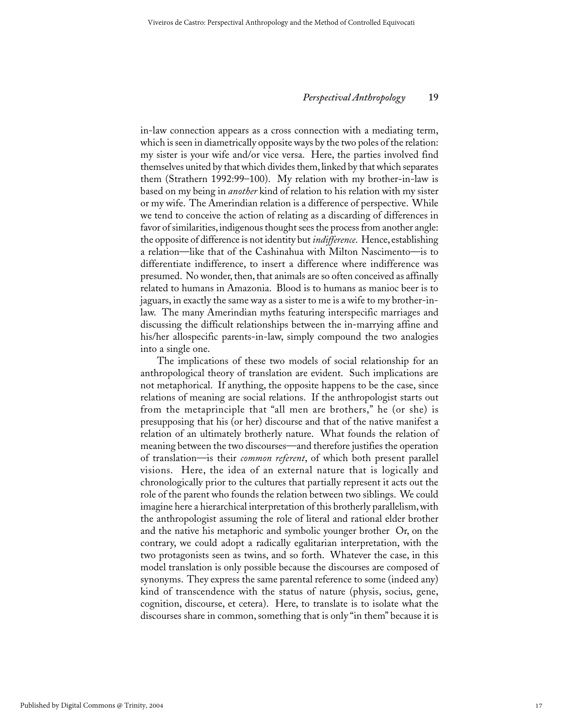in-law connection appears as a cross connection with a mediating term, which is seen in diametrically opposite ways by the two poles of the relation: my sister is your wife and/or vice versa. Here, the parties involved find themselves united by that which divides them, linked by that which separates them (Strathern 1992:99–100). My relation with my brother-in-law is based on my being in *another* kind of relation to his relation with my sister or my wife. The Amerindian relation is a difference of perspective. While we tend to conceive the action of relating as a discarding of differences in favor of similarities, indigenous thought sees the process from another angle: the opposite of difference is not identity but *indifference*. Hence, establishing a relation—like that of the Cashinahua with Milton Nascimento—is to differentiate indifference, to insert a difference where indifference was presumed. No wonder, then, that animals are so often conceived as affinally related to humans in Amazonia. Blood is to humans as manioc beer is to jaguars, in exactly the same way as a sister to me is a wife to my brother-in-law. The many Amerindian myths featuring interspecific marriages and discussing the difficult relationships between the in-marrying affine and his/her allospecific parents-in-law, simply compound the two analogies into a single one.

The implications of these two models of social relationship for an anthropological theory of translation are evident. Such implications are not metaphorical. If anything, the opposite happens to be the case, since relations of meaning are social relations. If the anthropologist starts out from the metaprinciple that "all men are brothers," he (or she) is presupposing that his (or her) discourse and that of the native manifest a relation of an ultimately brotherly nature. What founds the relation of meaning between the two discourses—and therefore justifies the operation of translation—is their *common referent*, of which both present parallel visions. Here, the idea of an external nature that is logically and chronologically prior to the cultures that partially represent it acts out the role of the parent who founds the relation between two siblings. We could imagine here a hierarchical interpretation of this brotherly parallelism, with the anthropologist assuming the role of literal and rational elder brother and the native his metaphoric and symbolic younger brother Or, on the contrary, we could adopt a radically egalitarian interpretation, with the two protagonists seen as twins, and so forth. Whatever the case, in this model translation is only possible because the discourses are composed of synonyms. They express the same parental reference to some (indeed any) kind of transcendence with the status of nature (physis, socius, gene, cognition, discourse, et cetera). Here, to translate is to isolate what the discourses share in common, something that is only "in them" because it is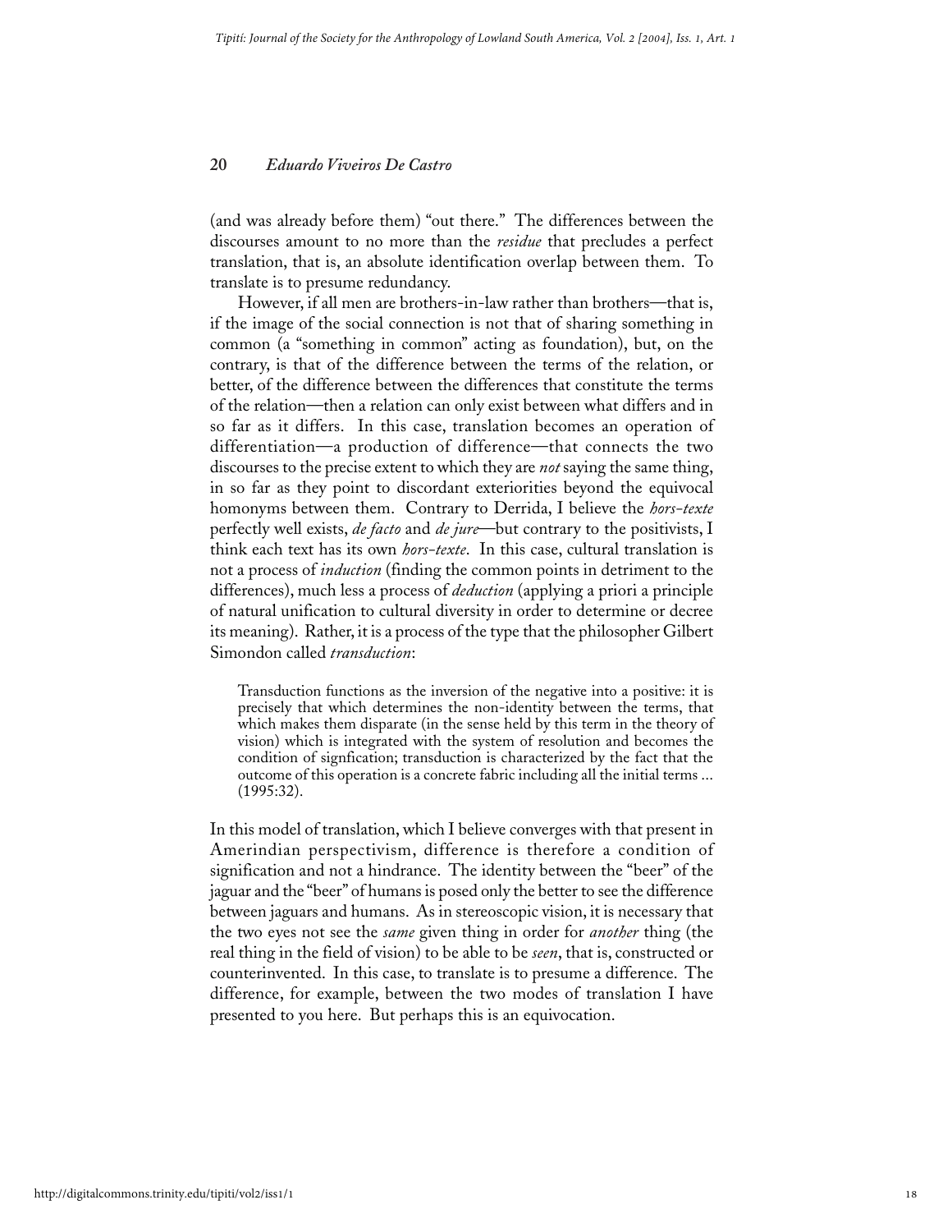(and was already before them) "out there." The differences between the discourses amount to no more than the *residue* that precludes a perfect translation, that is, an absolute identification overlap between them. To translate is to presume redundancy.

However, if all men are brothers-in-law rather than brothers—that is, if the image of the social connection is not that of sharing something in common (a "something in common" acting as foundation), but, on the contrary, is that of the difference between the terms of the relation, or better, of the difference between the differences that constitute the terms of the relation—then a relation can only exist between what differs and in so far as it differs. In this case, translation becomes an operation of differentiation—a production of difference—that connects the two discourses to the precise extent to which they are *not* saying the same thing, in so far as they point to discordant exteriorities beyond the equivocal homonyms between them. Contrary to Derrida, I believe the *hors-texte* perfectly well exists, *de facto* and *de jure*—but contrary to the positivists, I think each text has its own *hors-texte*. In this case, cultural translation is not a process of *induction* (finding the common points in detriment to the differences), much less a process of *deduction* (applying a priori a principle of natural unification to cultural diversity in order to determine or decree its meaning). Rather, it is a process of the type that the philosopher Gilbert Simondon called *transduction*:

> Transduction functions as the inversion of the negative into a positive: it is precisely that which determines the non-identity between the terms, that which makes them disparate (in the sense held by this term in the theory of vision) which is integrated with the system of resolution and becomes the condition of signfication; transduction is characterized by the fact that the outcome of this operation is a concrete fabric including all the initial terms ... (1995:32).

In this model of translation, which I believe converges with that present in Amerindian perspectivism, difference is therefore a condition of signification and not a hindrance. The identity between the "beer" of the jaguar and the "beer" of humans is posed only the better to see the difference between jaguars and humans. As in stereoscopic vision, it is necessary that the two eyes not see the *same* given thing in order for *another* thing (the real thing in the field of vision) to be able to be *seen*, that is, constructed or counterinvented. In this case, to translate is to presume a difference. The difference, for example, between the two modes of translation I have presented to you here. But perhaps this is an equivocation.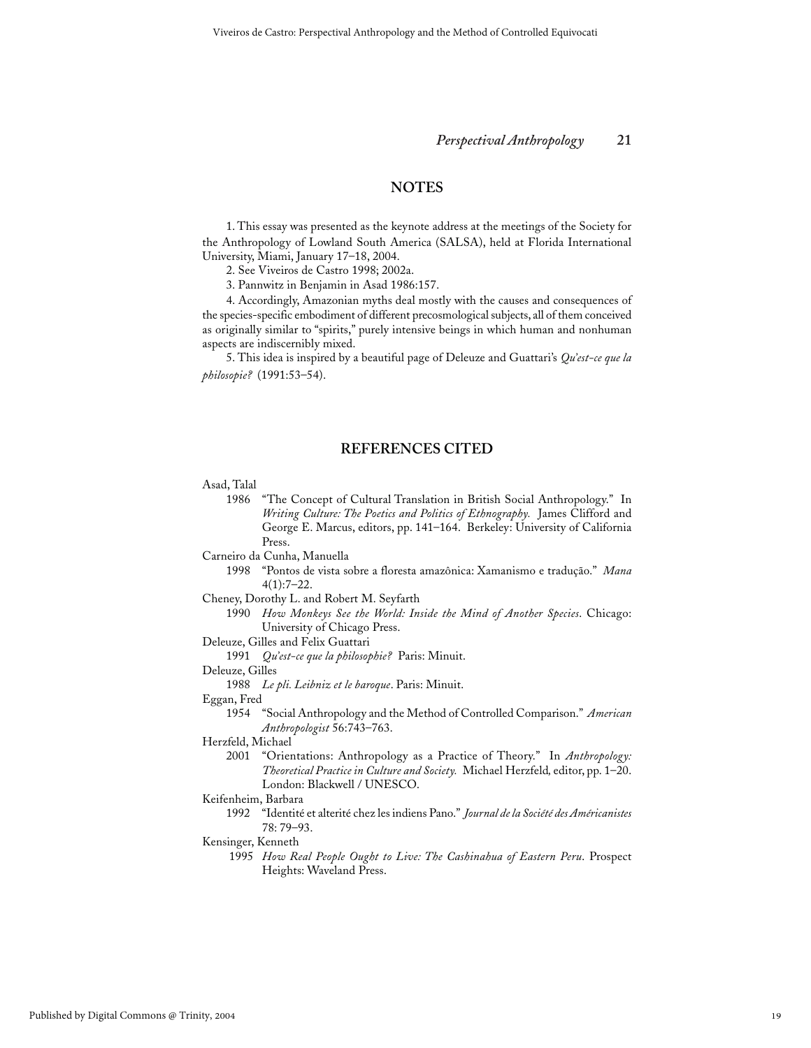## NOTES

1. This essay was presented as the keynote address at the meetings of the Society for the Anthropology of Lowland South America (SALSA), held at Florida International University, Miami, January 17–18, 2004.

2. See Viveiros de Castro 1998; 2002a.

3. Pannwitz in Benjamin in Asad 1986:157.

4. Accordingly, Amazonian myths deal mostly with the causes and consequences of the species-specific embodiment of different precosmological subjects, all of them conceived as originally similar to "spirits," purely intensive beings in which human and nonhuman aspects are indiscernibly mixed.

5. This idea is inspired by a beautiful page of Deleuze and Guattari's *Qu'est-ce que la philosopie?* (1991:53–54).

## REFERENCES CITED

Asad, Talal
 1986 "The Concept of Cultural Translation in British Social Anthropology." In *Writing Culture: The Poetics and Politics of Ethnography.* James Clifford and George E. Marcus, editors, pp. 141–164. Berkeley: University of California Press.

Carneiro da Cunha, Manuella
 1998 "Pontos de vista sobre a floresta amazônica: Xamanismo e tradução." *Mana* 4(1):7–22.

Cheney, Dorothy L. and Robert M. Seyfarth
 1990 *How Monkeys See the World: Inside the Mind of Another Species*. Chicago: University of Chicago Press.

Deleuze, Gilles and Felix Guattari
 1991 *Qu'est-ce que la philosophie?* Paris: Minuit.

Deleuze, Gilles
 1988 *Le pli. Leibniz et le baroque*. Paris: Minuit.

Eggan, Fred
 1954 "Social Anthropology and the Method of Controlled Comparison." *American Anthropologist* 56:743–763.

Herzfeld, Michael
 2001 "Orientations: Anthropology as a Practice of Theory." In *Anthropology: Theoretical Practice in Culture and Society.* Michael Herzfeld, editor, pp. 1–20. London: Blackwell / UNESCO.

Keifenheim, Barbara
 1992 "Identité et alterité chez les indiens Pano." *Journal de la Société des Américanistes* 78: 79–93.

Kensinger, Kenneth
 1995 *How Real People Ought to Live: The Cashinahua of Eastern Peru*. Prospect Heights: Waveland Press.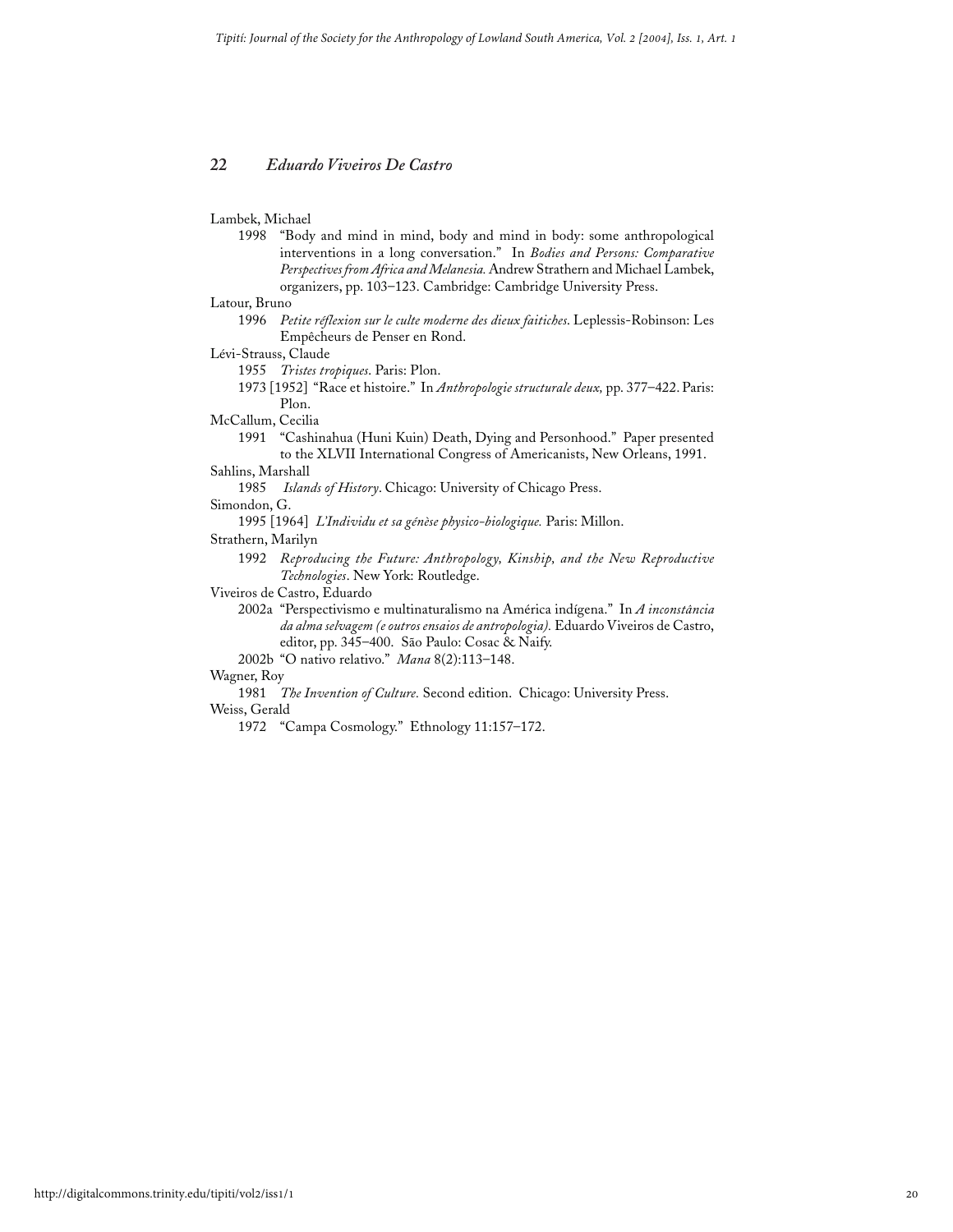Lambek, Michael

1998 "Body and mind in mind, body and mind in body: some anthropological interventions in a long conversation." In *Bodies and Persons: Comparative Perspectives from Africa and Melanesia.* Andrew Strathern and Michael Lambek, organizers, pp. 103–123. Cambridge: Cambridge University Press.

Latour, Bruno

1996 *Petite réflexion sur le culte moderne des dieux faitiches*. Leplessis-Robinson: Les Empêcheurs de Penser en Rond.

Lévi-Strauss, Claude

1955 *Tristes tropiques*. Paris: Plon.

1973 [1952] "Race et histoire." In *Anthropologie structurale deux,* pp. 377–422. Paris: Plon.

McCallum, Cecilia

1991 "Cashinahua (Huni Kuin) Death, Dying and Personhood." Paper presented to the XLVII International Congress of Americanists, New Orleans, 1991.

Sahlins, Marshall

1985 *Islands of History*. Chicago: University of Chicago Press.

Simondon, G.

1995 [1964] *L'Individu et sa génèse physico-biologique.* Paris: Millon.

Strathern, Marilyn

1992 *Reproducing the Future: Anthropology, Kinship, and the New Reproductive Technologies*. New York: Routledge.

Viveiros de Castro, Eduardo

2002a "Perspectivismo e multinaturalismo na América indígena." In *A inconstância da alma selvagem (e outros ensaios de antropologia).* Eduardo Viveiros de Castro, editor, pp. 345–400. São Paulo: Cosac & Naify.

2002b "O nativo relativo." *Mana* 8(2):113–148.

Wagner, Roy

1981 *The Invention of Culture.* Second edition. Chicago: University Press.

Weiss, Gerald

1972 "Campa Cosmology." Ethnology 11:157–172.